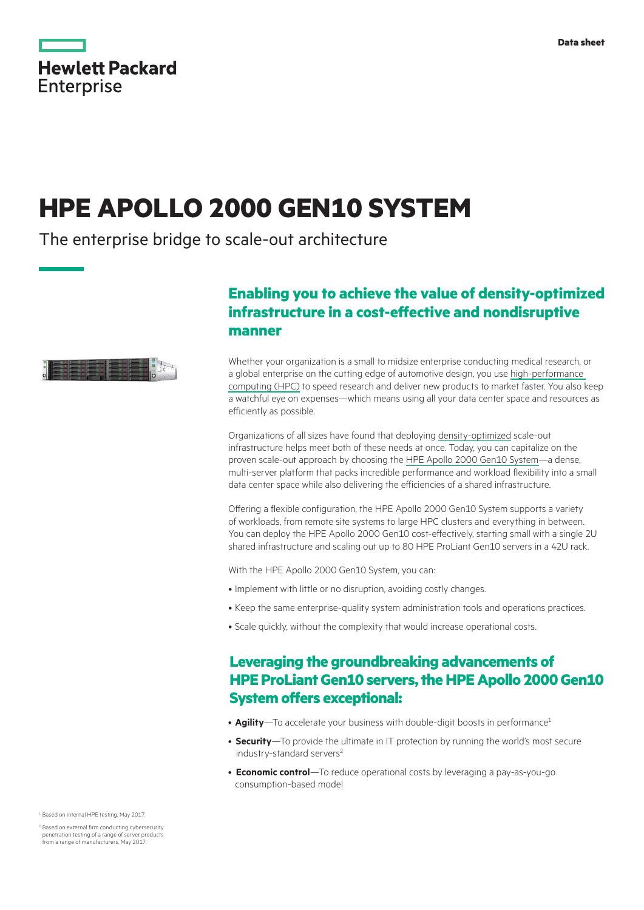Data sheet

# HPE APOLLO 2000 GEN10 SYSTEM

The enterprise bridge to scale-out architecture

## Enabling you to achieve the value of density-optimized infrastructure in a cost-effective and nondisruptive manner

Whether your organization is a small to midsize enterprise conducting medical research, or a global enterprise on the cutting edge of automotive design, you use high-performance computing (HPC) to speed research and deliver new products to market faster. You also keep a watchful eye on expenses—which means using all your data center space and resources as efficiently as possible.

Organizations of all sizes have found that deploying density-optimized scale-out infrastructure helps meet both of these needs at once. Today, you can capitalize on the proven scale-out approach by choosing the HPE Apollo 2000 Gen10 System—a dense, multi-server platform that packs incredible performance and workload flexibility into a small data center space while also delivering the efficiencies of a shared infrastructure.

Offering a flexible configuration, the HPE Apollo 2000 Gen10 System supports a variety of workloads, from remote site systems to large HPC clusters and everything in between. You can deploy the HPE Apollo 2000 Gen10 cost-effectively, starting small with a single 2U shared infrastructure and scaling out up to 80 HPE ProLiant Gen10 servers in a 42U rack.

With the HPE Apollo 2000 Gen10 System, you can:

- Implement with little or no disruption, avoiding costly changes.
- Keep the same enterprise-quality system administration tools and operations practices.
- Scale quickly, without the complexity that would increase operational costs.

## Leveraging the groundbreaking advancements of HPE ProLiant Gen10 servers, the HPE Apollo 2000 Gen10 System offers exceptional:

- **Agility**—To accelerate your business with double-digit boosts in performance[1]
- **Security**—To provide the ultimate in IT protection by running the world's most secure industry-standard servers[2]
- **Economic control**—To reduce operational costs by leveraging a pay-as-you-go consumption-based model

[1] Based on internal HPE testing, May 2017.

[2] Based on external firm conducting cybersecurity penetration testing of a range of server products from a range of manufacturers, May 2017.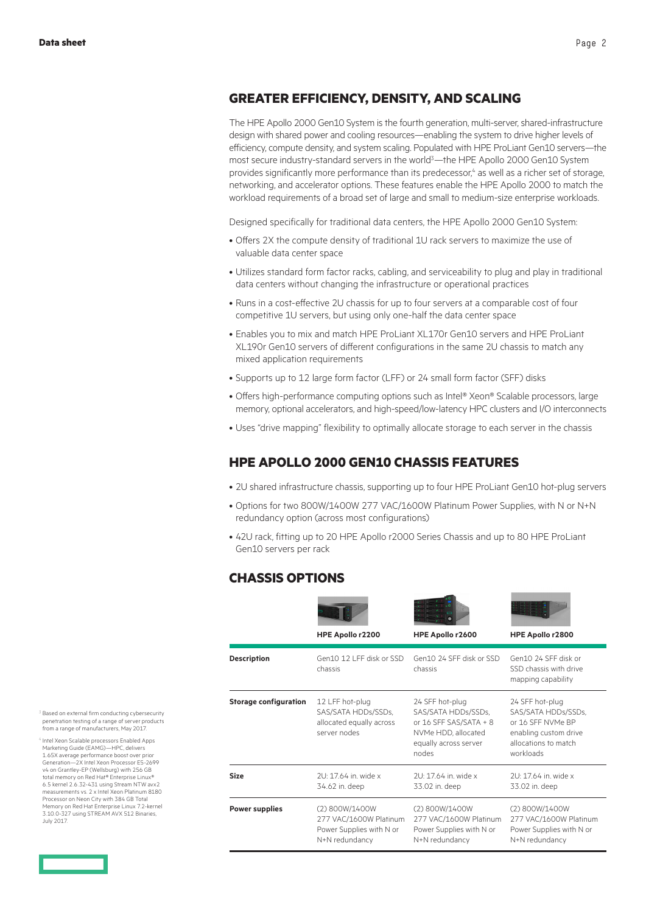## GREATER EFFICIENCY, DENSITY, AND SCALING

The HPE Apollo 2000 Gen10 System is the fourth generation, multi-server, shared-infrastructure design with shared power and cooling resources—enabling the system to drive higher levels of efficiency, compute density, and system scaling. Populated with HPE ProLiant Gen10 servers—the most secure industry-standard servers in the world[3]—the HPE Apollo 2000 Gen10 System provides significantly more performance than its predecessor,[4] as well as a richer set of storage, networking, and accelerator options. These features enable the HPE Apollo 2000 to match the workload requirements of a broad set of large and small to medium-size enterprise workloads.

Designed specifically for traditional data centers, the HPE Apollo 2000 Gen10 System:

- Offers 2X the compute density of traditional 1U rack servers to maximize the use of valuable data center space
- Utilizes standard form factor racks, cabling, and serviceability to plug and play in traditional data centers without changing the infrastructure or operational practices
- Runs in a cost-effective 2U chassis for up to four servers at a comparable cost of four competitive 1U servers, but using only one-half the data center space
- Enables you to mix and match HPE ProLiant XL170r Gen10 servers and HPE ProLiant XL190r Gen10 servers of different configurations in the same 2U chassis to match any mixed application requirements
- Supports up to 12 large form factor (LFF) or 24 small form factor (SFF) disks
- Offers high-performance computing options such as Intel® Xeon® Scalable processors, large memory, optional accelerators, and high-speed/low-latency HPC clusters and I/O interconnects
- Uses "drive mapping" flexibility to optimally allocate storage to each server in the chassis

## HPE APOLLO 2000 GEN10 CHASSIS FEATURES

- 2U shared infrastructure chassis, supporting up to four HPE ProLiant Gen10 hot-plug servers
- Options for two 800W/1400W 277 VAC/1600W Platinum Power Supplies, with N or N+N redundancy option (across most configurations)
- 42U rack, fitting up to 20 HPE Apollo r2000 Series Chassis and up to 80 HPE ProLiant Gen10 servers per rack

## CHASSIS OPTIONS

| | HPE Apollo r2200 | HPE Apollo r2600 | HPE Apollo r2800 |
|---|---|---|---|
| **Description** | Gen10 12 LFF disk or SSD chassis | Gen10 24 SFF disk or SSD chassis | Gen10 24 SFF disk or SSD chassis with drive mapping capability |
| **Storage configuration** | 12 LFF hot-plug SAS/SATA HDDs/SSDs, allocated equally across server nodes | 24 SFF hot-plug SAS/SATA HDDs/SSDs, or 16 SFF SAS/SATA + 8 NVMe HDD, allocated equally across server nodes | 24 SFF hot-plug SAS/SATA HDDs/SSDs, or 16 SFF NVMe BP enabling custom drive allocations to match workloads |
| **Size** | 2U: 17.64 in. wide x 34.62 in. deep | 2U: 17.64 in. wide x 33.02 in. deep | 2U: 17.64 in. wide x 33.02 in. deep |
| **Power supplies** | (2) 800W/1400W 277 VAC/1600W Platinum Power Supplies with N or N+N redundancy | (2) 800W/1400W 277 VAC/1600W Platinum Power Supplies with N or N+N redundancy | (2) 800W/1400W 277 VAC/1600W Platinum Power Supplies with N or N+N redundancy |

[3] Based on external firm conducting cybersecurity penetration testing of a range of server products from a range of manufacturers, May 2017.

[4] Intel Xeon Scalable processors Enabled Apps Marketing Guide (EAMG)—HPC, delivers 1.65X average performance boost over prior Generation—2X Intel Xeon Processor E5-2699 v4 on Grantley-EP (Wellsburg) with 256 GB total memory on Red Hat® Enterprise Linux® 6.5 kernel 2.6.32-431 using Stream NTW avx2 measurements vs. 2 x Intel Xeon Platinum 8180 Processor on Neon City with 384 GB Total Memory on Red Hat Enterprise Linux 7.2-kernel 3.10.0-327 using STREAM AVX 512 Binaries, July 2017.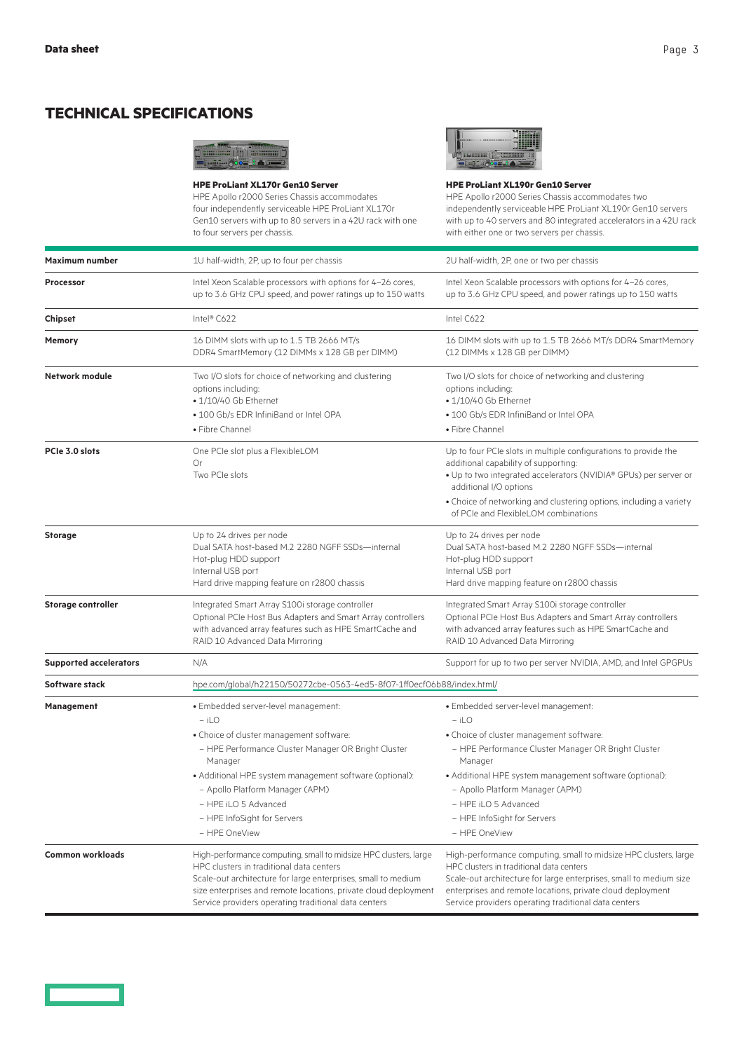## TECHNICAL SPECIFICATIONS

| | **HPE ProLiant XL170r Gen10 Server**<br>HPE Apollo r2000 Series Chassis accommodates four independently serviceable HPE ProLiant XL170r Gen10 servers with up to 80 servers in a 42U rack with one to four servers per chassis. | **HPE ProLiant XL190r Gen10 Server**<br>HPE Apollo r2000 Series Chassis accommodates two independently serviceable HPE ProLiant XL190r Gen10 servers with up to 40 servers and 80 integrated accelerators in a 42U rack with either one or two servers per chassis. |
|---|---|---|
| **Maximum number** | 1U half-width, 2P, up to four per chassis | 2U half-width, 2P, one or two per chassis |
| **Processor** | Intel Xeon Scalable processors with options for 4–26 cores, up to 3.6 GHz CPU speed, and power ratings up to 150 watts | Intel Xeon Scalable processors with options for 4–26 cores, up to 3.6 GHz CPU speed, and power ratings up to 150 watts |
| **Chipset** | Intel® C622 | Intel C622 |
| **Memory** | 16 DIMM slots with up to 1.5 TB 2666 MT/s DDR4 SmartMemory (12 DIMMs x 128 GB per DIMM) | 16 DIMM slots with up to 1.5 TB 2666 MT/s DDR4 SmartMemory (12 DIMMs x 128 GB per DIMM) |
| **Network module** | Two I/O slots for choice of networking and clustering options including:<br>• 1/10/40 Gb Ethernet<br>• 100 Gb/s EDR InfiniBand or Intel OPA<br>• Fibre Channel | Two I/O slots for choice of networking and clustering options including:<br>• 1/10/40 Gb Ethernet<br>• 100 Gb/s EDR InfiniBand or Intel OPA<br>• Fibre Channel |
| **PCIe 3.0 slots** | One PCIe slot plus a FlexibleLOM<br>Or<br>Two PCIe slots | Up to four PCIe slots in multiple configurations to provide the additional capability of supporting:<br>• Up to two integrated accelerators (NVIDIA® GPUs) per server or additional I/O options<br>• Choice of networking and clustering options, including a variety of PCIe and FlexibleLOM combinations |
| **Storage** | Up to 24 drives per node<br>Dual SATA host-based M.2 2280 NGFF SSDs—internal<br>Hot-plug HDD support<br>Internal USB port<br>Hard drive mapping feature on r2800 chassis | Up to 24 drives per node<br>Dual SATA host-based M.2 2280 NGFF SSDs—internal<br>Hot-plug HDD support<br>Internal USB port<br>Hard drive mapping feature on r2800 chassis |
| **Storage controller** | Integrated Smart Array S100i storage controller<br>Optional PCIe Host Bus Adapters and Smart Array controllers with advanced array features such as HPE SmartCache and RAID 10 Advanced Data Mirroring | Integrated Smart Array S100i storage controller<br>Optional PCIe Host Bus Adapters and Smart Array controllers with advanced array features such as HPE SmartCache and RAID 10 Advanced Data Mirroring |
| **Supported accelerators** | N/A | Support for up to two per server NVIDIA, AMD, and Intel GPGPUs |
| **Software stack** | hpe.com/global/h22150/50272cbe-0563-4ed5-8f07-1ff0ecf06b88/index.html/ | |
| **Management** | • Embedded server-level management:<br>– iLO<br>• Choice of cluster management software:<br>– HPE Performance Cluster Manager OR Bright Cluster Manager<br>• Additional HPE system management software (optional):<br>– Apollo Platform Manager (APM)<br>– HPE iLO 5 Advanced<br>– HPE InfoSight for Servers<br>– HPE OneView | • Embedded server-level management:<br>– iLO<br>• Choice of cluster management software:<br>– HPE Performance Cluster Manager OR Bright Cluster Manager<br>• Additional HPE system management software (optional):<br>– Apollo Platform Manager (APM)<br>– HPE iLO 5 Advanced<br>– HPE InfoSight for Servers<br>– HPE OneView |
| **Common workloads** | High-performance computing, small to midsize HPC clusters, large HPC clusters in traditional data centers<br>Scale-out architecture for large enterprises, small to medium size enterprises and remote locations, private cloud deployment<br>Service providers operating traditional data centers | High-performance computing, small to midsize HPC clusters, large HPC clusters in traditional data centers<br>Scale-out architecture for large enterprises, small to medium size enterprises and remote locations, private cloud deployment<br>Service providers operating traditional data centers |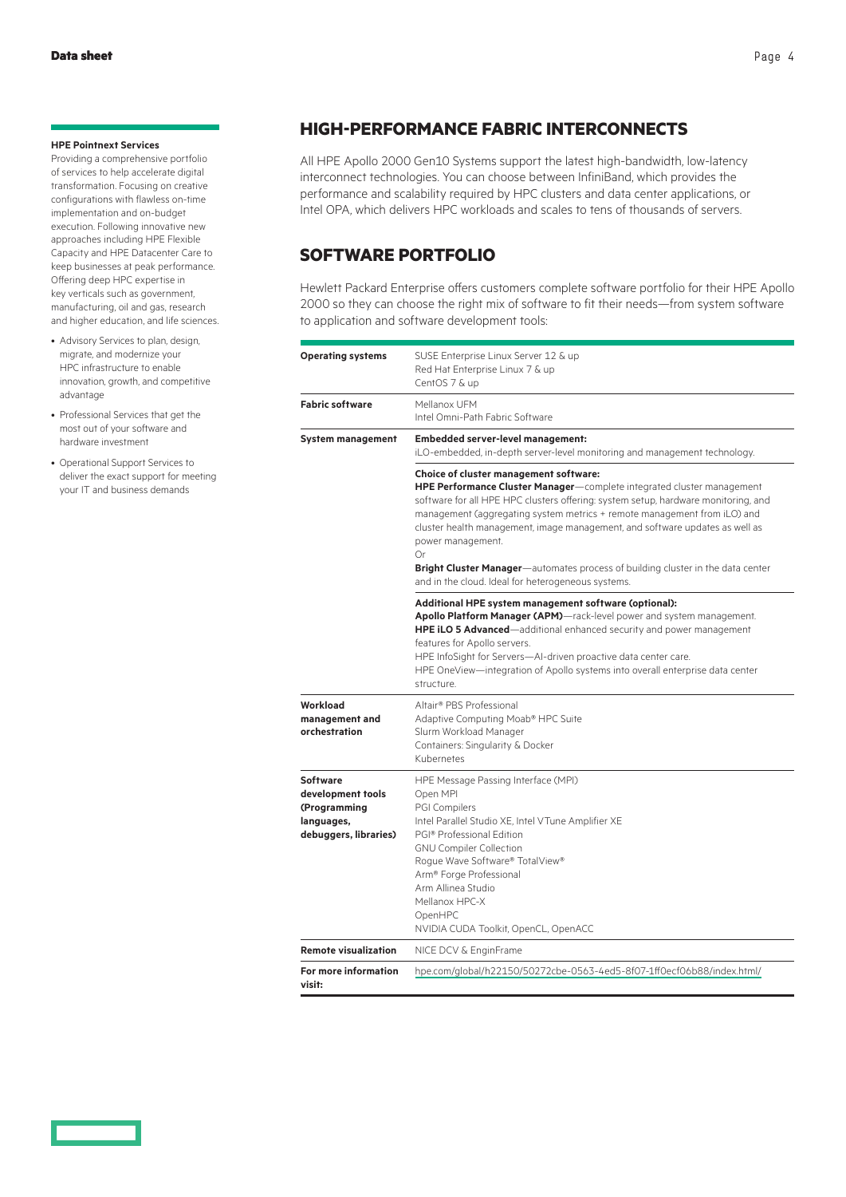**HPE Pointnext Services**

Providing a comprehensive portfolio of services to help accelerate digital transformation. Focusing on creative configurations with flawless on-time implementation and on-budget execution. Following innovative new approaches including HPE Flexible Capacity and HPE Datacenter Care to keep businesses at peak performance. Offering deep HPC expertise in key verticals such as government, manufacturing, oil and gas, research and higher education, and life sciences.

- Advisory Services to plan, design, migrate, and modernize your HPC infrastructure to enable innovation, growth, and competitive advantage
- Professional Services that get the most out of your software and hardware investment
- Operational Support Services to deliver the exact support for meeting your IT and business demands

## HIGH-PERFORMANCE FABRIC INTERCONNECTS

All HPE Apollo 2000 Gen10 Systems support the latest high-bandwidth, low-latency interconnect technologies. You can choose between InfiniBand, which provides the performance and scalability required by HPC clusters and data center applications, or Intel OPA, which delivers HPC workloads and scales to tens of thousands of servers.

## SOFTWARE PORTFOLIO

Hewlett Packard Enterprise offers customers complete software portfolio for their HPE Apollo 2000 so they can choose the right mix of software to fit their needs—from system software to application and software development tools:

| | |
|---|---|
| **Operating systems** | SUSE Enterprise Linux Server 12 & up<br>Red Hat Enterprise Linux 7 & up<br>CentOS 7 & up |
| **Fabric software** | Mellanox UFM<br>Intel Omni-Path Fabric Software |
| **System management** | **Embedded server-level management:**<br>iLO-embedded, in-depth server-level monitoring and management technology. |
| | **Choice of cluster management software:**<br>**HPE Performance Cluster Manager**—complete integrated cluster management software for all HPE HPC clusters offering: system setup, hardware monitoring, and management (aggregating system metrics + remote management from iLO) and cluster health management, image management, and software updates as well as power management.<br>Or<br>**Bright Cluster Manager**—automates process of building cluster in the data center and in the cloud. Ideal for heterogeneous systems. |
| | **Additional HPE system management software (optional):**<br>**Apollo Platform Manager (APM)**—rack-level power and system management.<br>**HPE iLO 5 Advanced**—additional enhanced security and power management features for Apollo servers.<br>HPE InfoSight for Servers—AI-driven proactive data center care.<br>HPE OneView—integration of Apollo systems into overall enterprise data center structure. |
| **Workload management and orchestration** | Altair® PBS Professional<br>Adaptive Computing Moab® HPC Suite<br>Slurm Workload Manager<br>Containers: Singularity & Docker<br>Kubernetes |
| **Software development tools (Programming languages, debuggers, libraries)** | HPE Message Passing Interface (MPI)<br>Open MPI<br>PGI Compilers<br>Intel Parallel Studio XE, Intel VTune Amplifier XE<br>PGI® Professional Edition<br>GNU Compiler Collection<br>Rogue Wave Software® TotalView®<br>Arm® Forge Professional<br>Arm Allinea Studio<br>Mellanox HPC-X<br>OpenHPC<br>NVIDIA CUDA Toolkit, OpenCL, OpenACC |
| **Remote visualization** | NICE DCV & EnginFrame |
| **For more information visit:** | hpe.com/global/h22150/50272cbe-0563-4ed5-8f07-1ff0ecf06b88/index.html/ |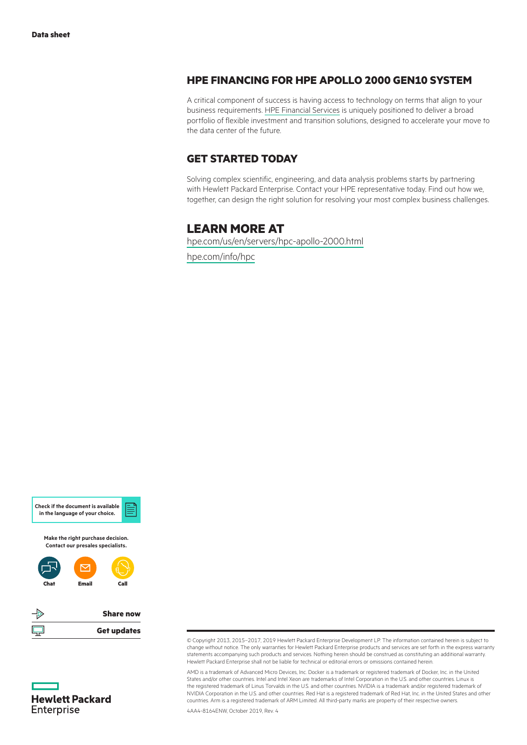## HPE FINANCING FOR HPE APOLLO 2000 GEN10 SYSTEM

A critical component of success is having access to technology on terms that align to your business requirements. HPE Financial Services is uniquely positioned to deliver a broad portfolio of flexible investment and transition solutions, designed to accelerate your move to the data center of the future.

## GET STARTED TODAY

Solving complex scientific, engineering, and data analysis problems starts by partnering with Hewlett Packard Enterprise. Contact your HPE representative today. Find out how we, together, can design the right solution for resolving your most complex business challenges.

## LEARN MORE AT

hpe.com/us/en/servers/hpc-apollo-2000.html

hpe.com/info/hpc

**Check if the document is available in the language of your choice.**

**Make the right purchase decision. Contact our presales specialists.**

**Chat** **Email** **Call**

**Share now**

**Get updates**

© Copyright 2013, 2015–2017, 2019 Hewlett Packard Enterprise Development LP. The information contained herein is subject to change without notice. The only warranties for Hewlett Packard Enterprise products and services are set forth in the express warranty statements accompanying such products and services. Nothing herein should be construed as constituting an additional warranty. Hewlett Packard Enterprise shall not be liable for technical or editorial errors or omissions contained herein.

AMD is a trademark of Advanced Micro Devices, Inc. Docker is a trademark or registered trademark of Docker, Inc. in the United States and/or other countries. Intel and Intel Xeon are trademarks of Intel Corporation in the U.S. and other countries. Linux is the registered trademark of Linus Torvalds in the U.S. and other countries. NVIDIA is a trademark and/or registered trademark of NVIDIA Corporation in the U.S. and other countries. Red Hat is a registered trademark of Red Hat, Inc. in the United States and other countries. Arm is a registered trademark of ARM Limited. All third-party marks are property of their respective owners.

4AA4-8164ENW, October 2019, Rev. 4